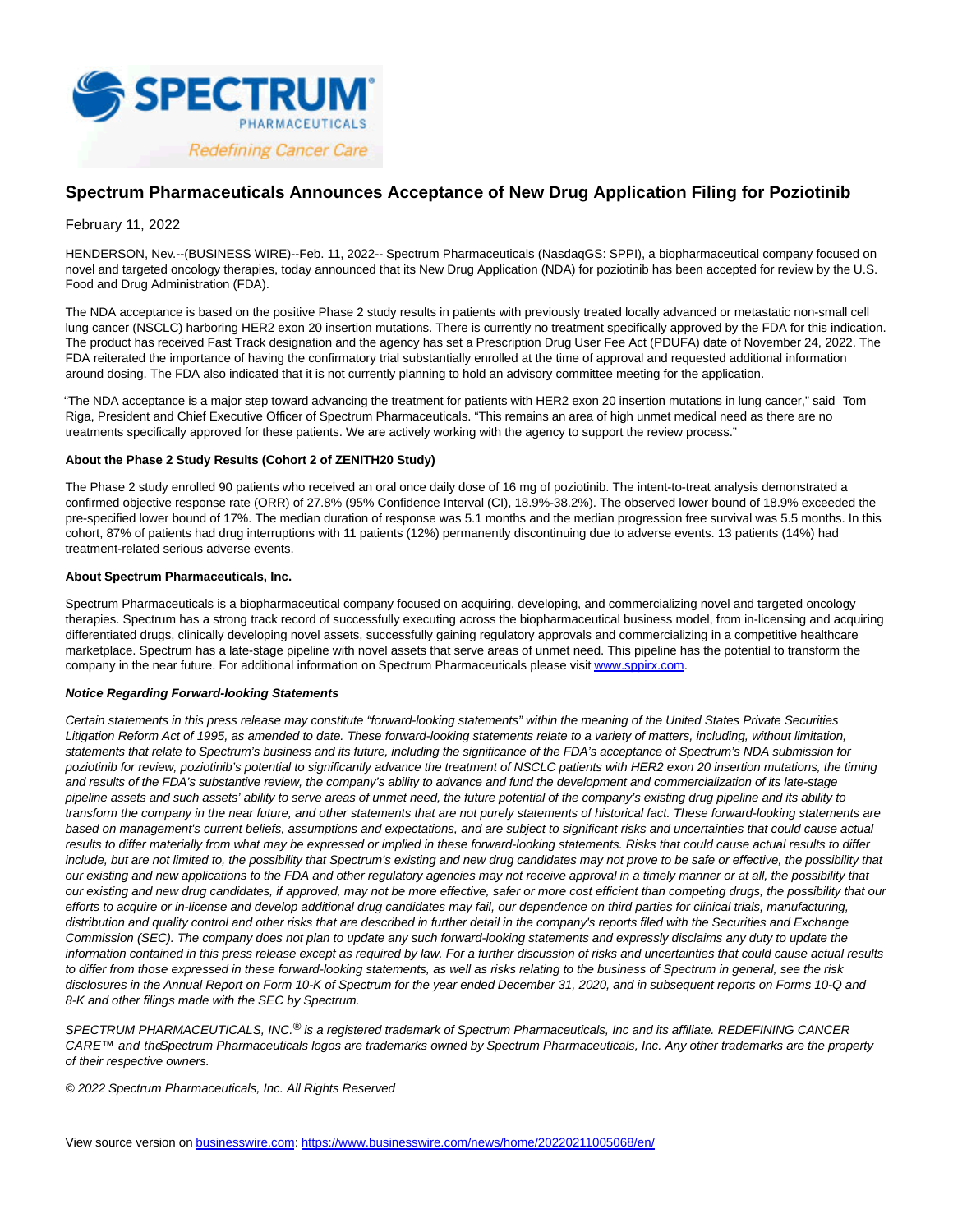# Spectrum Pharmaceuticals Announces Acceptance of New Drug Application Filing for Poziotinib

February 11, 2022

HENDERSON, Nev.--(BUSINESS WIRE)--Feb. 11, 2022-- Spectrum Pharmaceuticals (NasdaqGS: SPPI), a biopharmaceutical company focused on novel and targeted oncology therapies, today announced that its New Drug Application (NDA) for poziotinib has been accepted for review by the U.S. Food and Drug Administration (FDA).

The NDA acceptance is based on the positive Phase 2 study results in patients with previously treated locally advanced or metastatic non-small cell lung cancer (NSCLC) harboring HER2 exon 20 insertion mutations. There is currently no treatment specifically approved by the FDA for this indication. The product has received Fast Track designation and the agency has set a Prescription Drug User Fee Act (PDUFA) date of November 24, 2022. The FDA reiterated the importance of having the confirmatory trial substantially enrolled at the time of approval and requested additional information around dosing. The FDA also indicated that it is not currently planning to hold an advisory committee meeting for the application.

"The NDA acceptance is a major step toward advancing the treatment for patients with HER2 exon 20 insertion mutations in lung cancer," said Tom Riga, President and Chief Executive Officer of Spectrum Pharmaceuticals. "This remains an area of high unmet medical need as there are no treatments specifically approved for these patients. We are actively working with the agency to support the review process."

**About the Phase 2 Study Results (Cohort 2 of ZENITH20 Study)**

The Phase 2 study enrolled 90 patients who received an oral once daily dose of 16 mg of poziotinib. The intent-to-treat analysis demonstrated a confirmed objective response rate (ORR) of 27.8% (95% Confidence Interval (CI), 18.9%-38.2%). The observed lower bound of 18.9% exceeded the pre-specified lower bound of 17%. The median duration of response was 5.1 months and the median progression free survival was 5.5 months. In this cohort, 87% of patients had drug interruptions with 11 patients (12%) permanently discontinuing due to adverse events. 13 patients (14%) had treatment-related serious adverse events.

**About Spectrum Pharmaceuticals, Inc.**

Spectrum Pharmaceuticals is a biopharmaceutical company focused on acquiring, developing, and commercializing novel and targeted oncology therapies. Spectrum has a strong track record of successfully executing across the biopharmaceutical business model, from in-licensing and acquiring differentiated drugs, clinically developing novel assets, successfully gaining regulatory approvals and commercializing in a competitive healthcare marketplace. Spectrum has a late-stage pipeline with novel assets that serve areas of unmet need. This pipeline has the potential to transform the company in the near future. For additional information on Spectrum Pharmaceuticals please visit www.sppirx.com.

***Notice Regarding Forward-looking Statements***

*Certain statements in this press release may constitute "forward-looking statements" within the meaning of the United States Private Securities Litigation Reform Act of 1995, as amended to date. These forward-looking statements relate to a variety of matters, including, without limitation, statements that relate to Spectrum's business and its future, including the significance of the FDA's acceptance of Spectrum's NDA submission for poziotinib for review, poziotinib's potential to significantly advance the treatment of NSCLC patients with HER2 exon 20 insertion mutations, the timing and results of the FDA's substantive review, the company's ability to advance and fund the development and commercialization of its late-stage pipeline assets and such assets' ability to serve areas of unmet need, the future potential of the company's existing drug pipeline and its ability to transform the company in the near future, and other statements that are not purely statements of historical fact. These forward-looking statements are based on management's current beliefs, assumptions and expectations, and are subject to significant risks and uncertainties that could cause actual results to differ materially from what may be expressed or implied in these forward-looking statements. Risks that could cause actual results to differ include, but are not limited to, the possibility that Spectrum's existing and new drug candidates may not prove to be safe or effective, the possibility that our existing and new applications to the FDA and other regulatory agencies may not receive approval in a timely manner or at all, the possibility that our existing and new drug candidates, if approved, may not be more effective, safer or more cost efficient than competing drugs, the possibility that our efforts to acquire or in-license and develop additional drug candidates may fail, our dependence on third parties for clinical trials, manufacturing, distribution and quality control and other risks that are described in further detail in the company's reports filed with the Securities and Exchange Commission (SEC). The company does not plan to update any such forward-looking statements and expressly disclaims any duty to update the information contained in this press release except as required by law. For a further discussion of risks and uncertainties that could cause actual results to differ from those expressed in these forward-looking statements, as well as risks relating to the business of Spectrum in general, see the risk disclosures in the Annual Report on Form 10-K of Spectrum for the year ended December 31, 2020, and in subsequent reports on Forms 10-Q and 8-K and other filings made with the SEC by Spectrum.*

*SPECTRUM PHARMACEUTICALS, INC.® is a registered trademark of Spectrum Pharmaceuticals, Inc and its affiliate. REDEFINING CANCER CARE™ and the Spectrum Pharmaceuticals logos are trademarks owned by Spectrum Pharmaceuticals, Inc. Any other trademarks are the property of their respective owners.*

*© 2022 Spectrum Pharmaceuticals, Inc. All Rights Reserved*

View source version on businesswire.com: https://www.businesswire.com/news/home/20220211005068/en/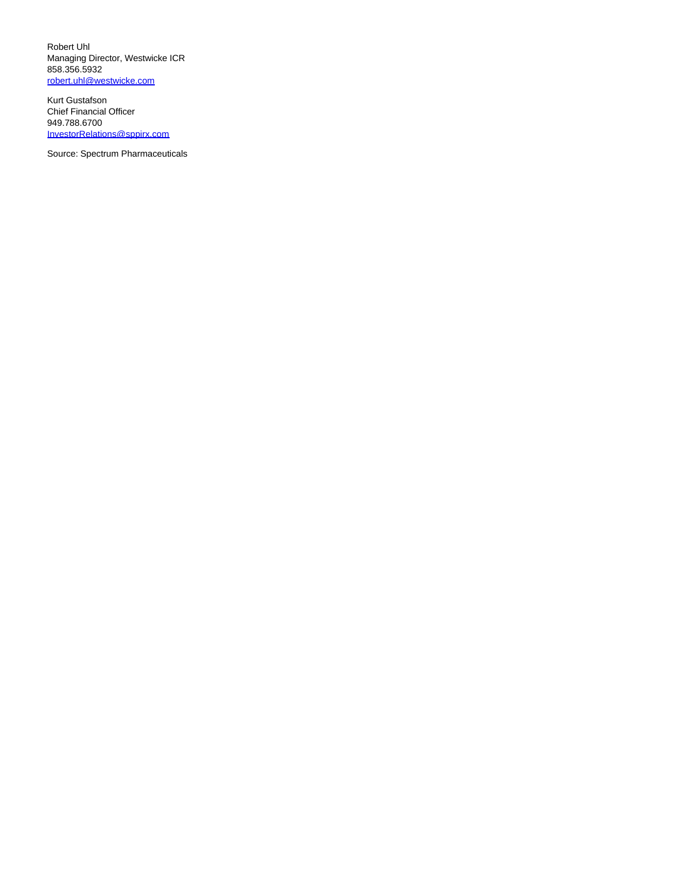Robert Uhl
Managing Director, Westwicke ICR
858.356.5932
robert.uhl@westwicke.com

Kurt Gustafson
Chief Financial Officer
949.788.6700
InvestorRelations@sppirx.com

Source: Spectrum Pharmaceuticals